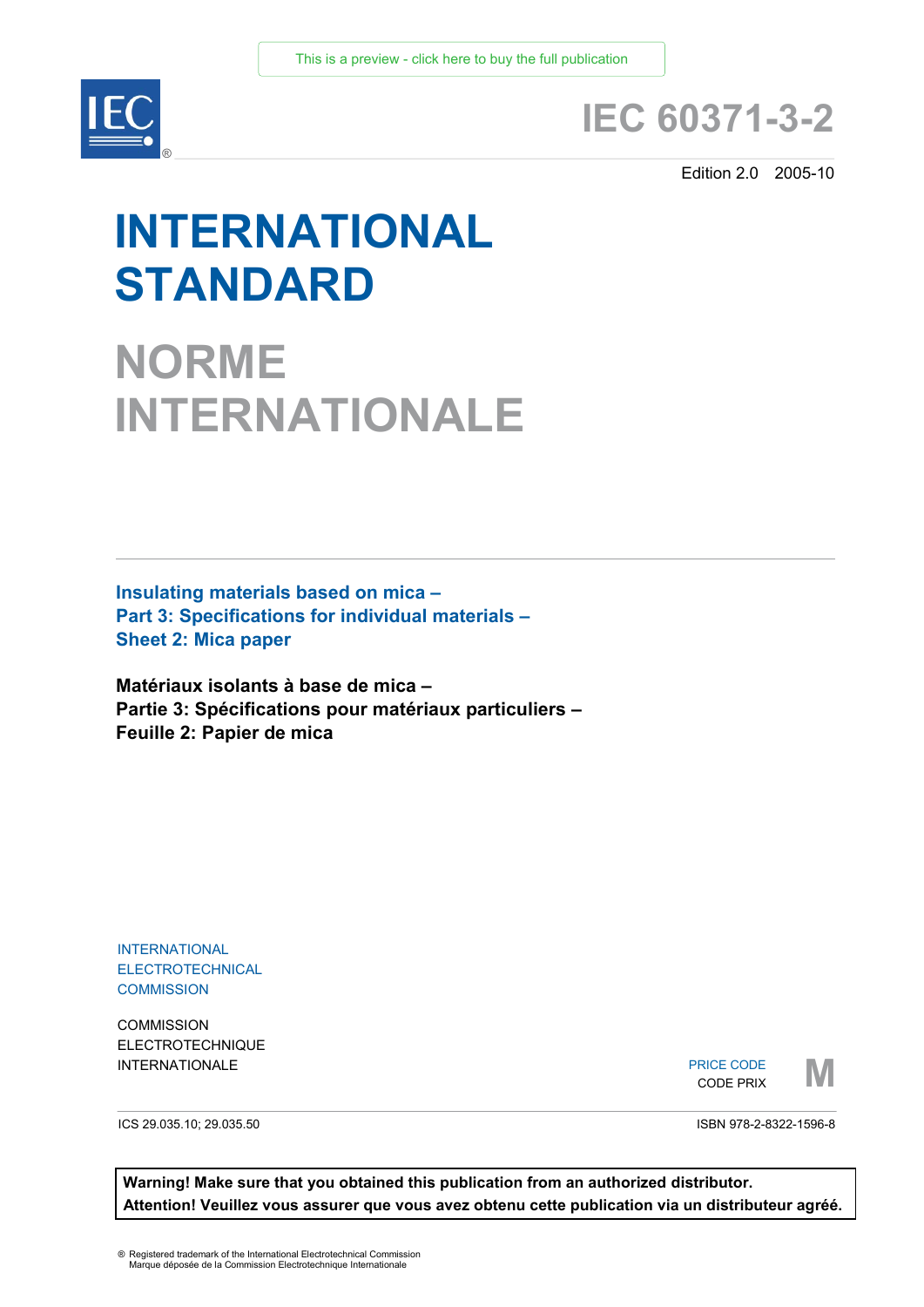This is a preview - click here to buy the full publication

# IEC 60371-3-2

Edition 2.0 2005-10

# INTERNATIONAL STANDARD

# NORME INTERNATIONALE

**Insulating materials based on mica –**
**Part 3: Specifications for individual materials –**
**Sheet 2: Mica paper**

**Matériaux isolants à base de mica –**
**Partie 3: Spécifications pour matériaux particuliers –**
**Feuille 2: Papier de mica**

INTERNATIONAL
ELECTROTECHNICAL
COMMISSION

COMMISSION
ELECTROTECHNIQUE
INTERNATIONALE

PRICE CODE
CODE PRIX **M**

ICS 29.035.10; 29.035.50

ISBN 978-2-8322-1596-8

**Warning! Make sure that you obtained this publication from an authorized distributor.**
**Attention! Veuillez vous assurer que vous avez obtenu cette publication via un distributeur agréé.**

® Registered trademark of the International Electrotechnical Commission
Marque déposée de la Commission Electrotechnique Internationale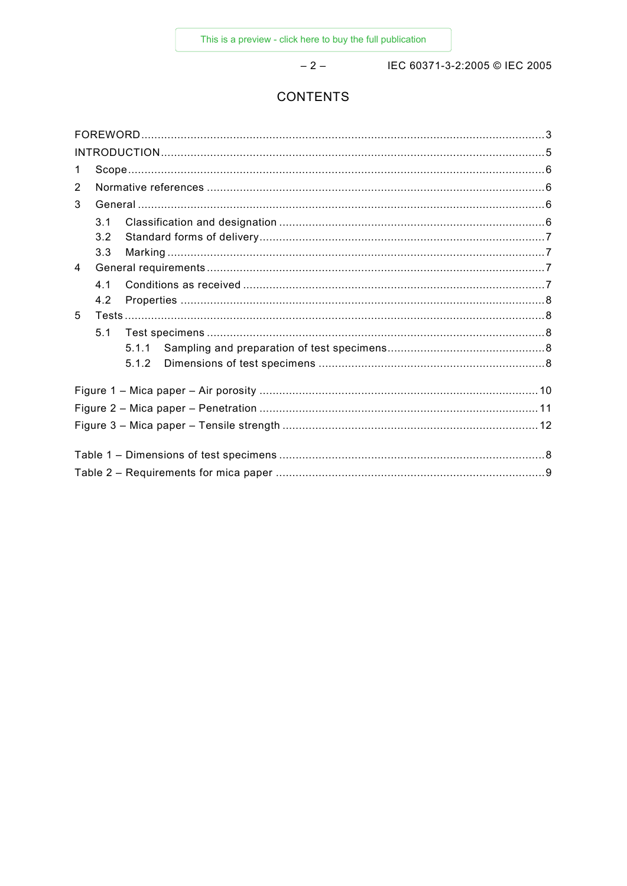# CONTENTS

FOREWORD ....................................................................................................................... 3
INTRODUCTION ................................................................................................................. 5
1 Scope ............................................................................................................................. 6
2 Normative references ..................................................................................................... 6
3 General ........................................................................................................................... 6
  3.1 Classification and designation ................................................................................ 6
  3.2 Standard forms of delivery ....................................................................................... 7
  3.3 Marking .................................................................................................................... 7
4 General requirements ..................................................................................................... 7
  4.1 Conditions as received ............................................................................................. 7
  4.2 Properties ................................................................................................................ 8
5 Tests ............................................................................................................................... 8
  5.1 Test specimens ........................................................................................................ 8
    5.1.1 Sampling and preparation of test specimens ................................................ 8
    5.1.2 Dimensions of test specimens ..................................................................... 8

Figure 1 – Mica paper – Air porosity .................................................................................. 10
Figure 2 – Mica paper – Penetration .................................................................................. 11
Figure 3 – Mica paper – Tensile strength .......................................................................... 12

Table 1 – Dimensions of test specimens ............................................................................. 8
Table 2 – Requirements for mica paper .............................................................................. 9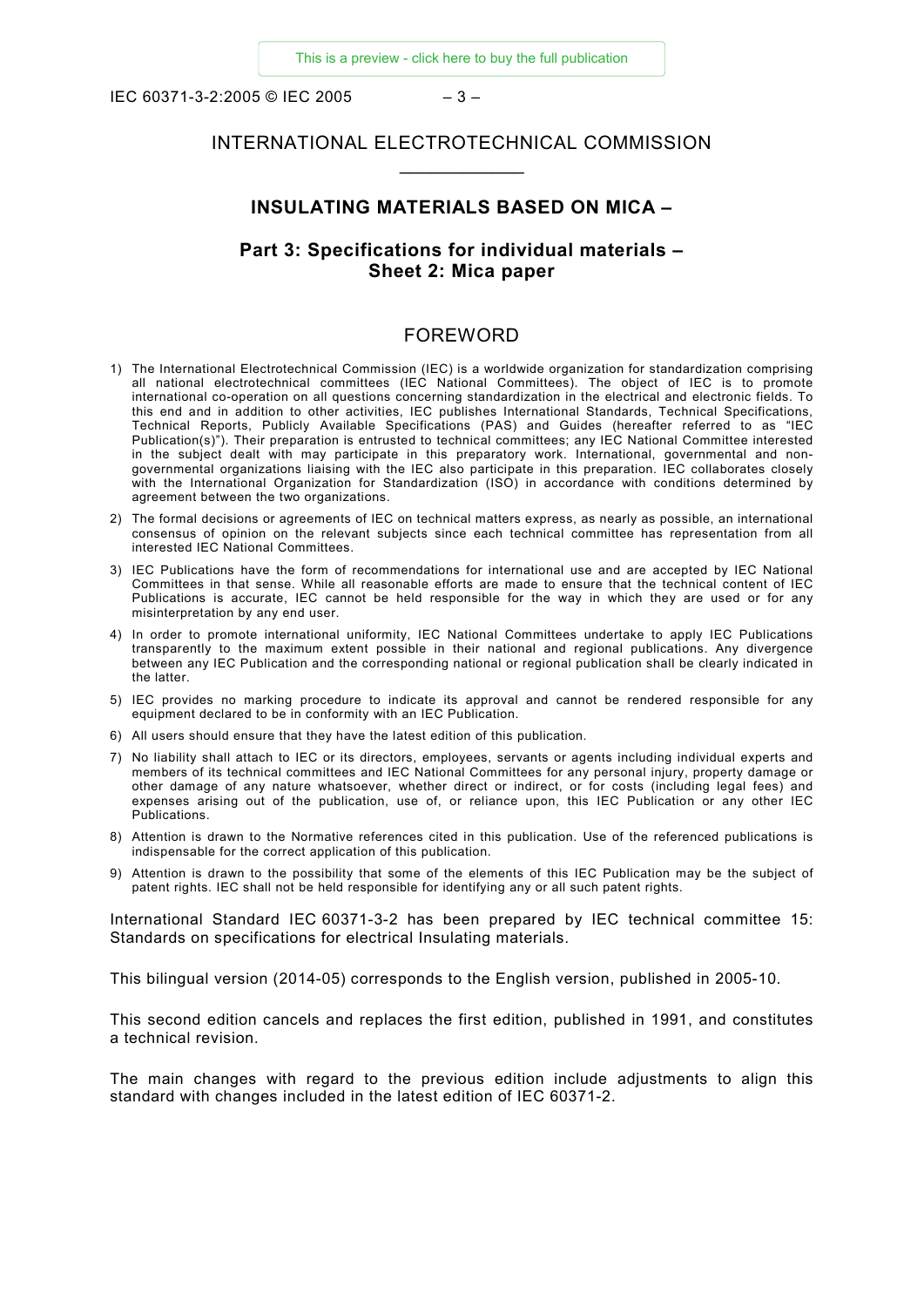# INTERNATIONAL ELECTROTECHNICAL COMMISSION

## INSULATING MATERIALS BASED ON MICA –

## Part 3: Specifications for individual materials – Sheet 2: Mica paper

## FOREWORD

1) The International Electrotechnical Commission (IEC) is a worldwide organization for standardization comprising all national electrotechnical committees (IEC National Committees). The object of IEC is to promote international co-operation on all questions concerning standardization in the electrical and electronic fields. To this end and in addition to other activities, IEC publishes International Standards, Technical Specifications, Technical Reports, Publicly Available Specifications (PAS) and Guides (hereafter referred to as "IEC Publication(s)"). Their preparation is entrusted to technical committees; any IEC National Committee interested in the subject dealt with may participate in this preparatory work. International, governmental and non-governmental organizations liaising with the IEC also participate in this preparation. IEC collaborates closely with the International Organization for Standardization (ISO) in accordance with conditions determined by agreement between the two organizations.
2) The formal decisions or agreements of IEC on technical matters express, as nearly as possible, an international consensus of opinion on the relevant subjects since each technical committee has representation from all interested IEC National Committees.
3) IEC Publications have the form of recommendations for international use and are accepted by IEC National Committees in that sense. While all reasonable efforts are made to ensure that the technical content of IEC Publications is accurate, IEC cannot be held responsible for the way in which they are used or for any misinterpretation by any end user.
4) In order to promote international uniformity, IEC National Committees undertake to apply IEC Publications transparently to the maximum extent possible in their national and regional publications. Any divergence between any IEC Publication and the corresponding national or regional publication shall be clearly indicated in the latter.
5) IEC provides no marking procedure to indicate its approval and cannot be rendered responsible for any equipment declared to be in conformity with an IEC Publication.
6) All users should ensure that they have the latest edition of this publication.
7) No liability shall attach to IEC or its directors, employees, servants or agents including individual experts and members of its technical committees and IEC National Committees for any personal injury, property damage or other damage of any nature whatsoever, whether direct or indirect, or for costs (including legal fees) and expenses arising out of the publication, use of, or reliance upon, this IEC Publication or any other IEC Publications.
8) Attention is drawn to the Normative references cited in this publication. Use of the referenced publications is indispensable for the correct application of this publication.
9) Attention is drawn to the possibility that some of the elements of this IEC Publication may be the subject of patent rights. IEC shall not be held responsible for identifying any or all such patent rights.

International Standard IEC 60371-3-2 has been prepared by IEC technical committee 15: Standards on specifications for electrical Insulating materials.

This bilingual version (2014-05) corresponds to the English version, published in 2005-10.

This second edition cancels and replaces the first edition, published in 1991, and constitutes a technical revision.

The main changes with regard to the previous edition include adjustments to align this standard with changes included in the latest edition of IEC 60371-2.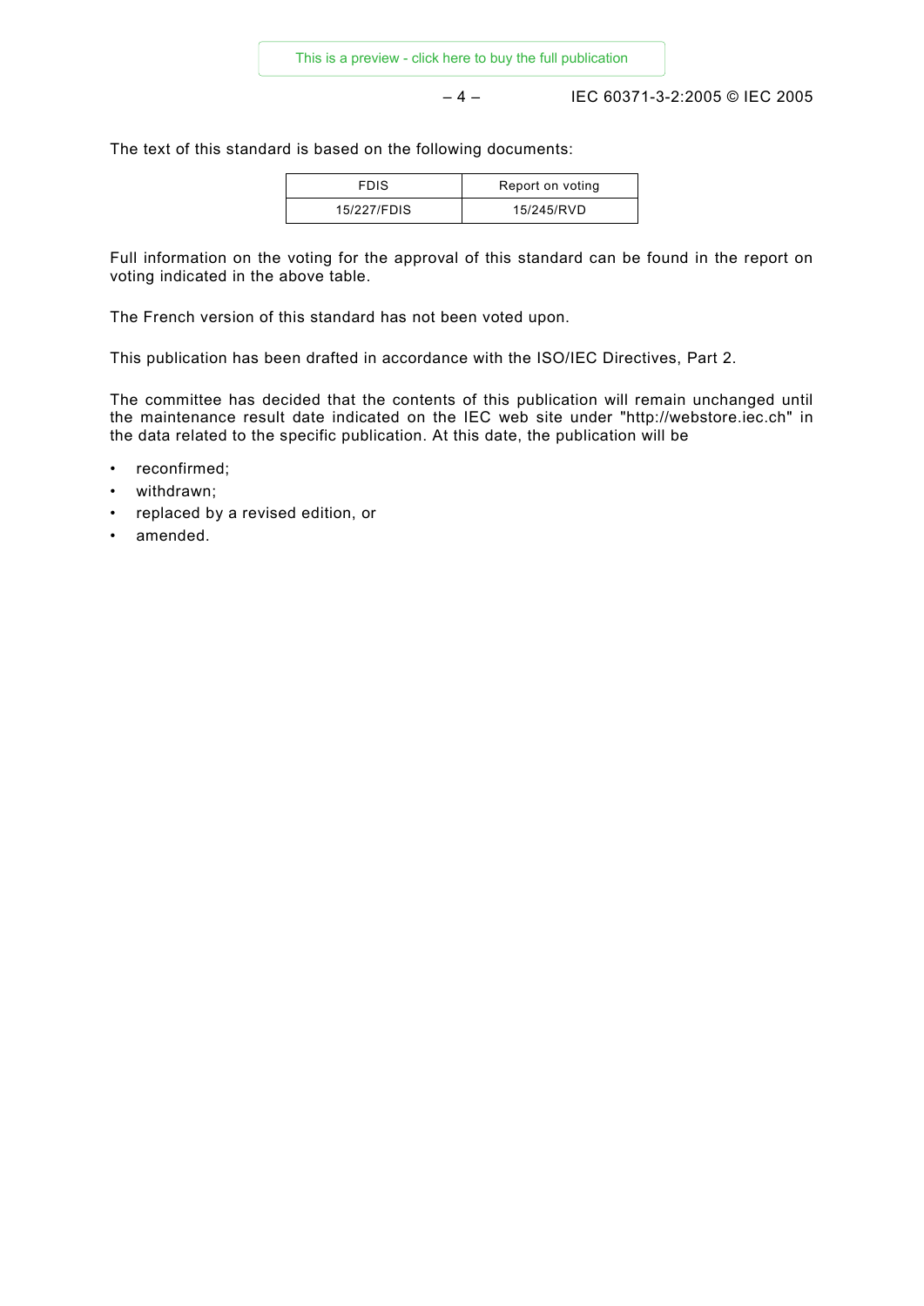The text of this standard is based on the following documents:

| FDIS | Report on voting |
| --- | --- |
| 15/227/FDIS | 15/245/RVD |

Full information on the voting for the approval of this standard can be found in the report on voting indicated in the above table.

The French version of this standard has not been voted upon.

This publication has been drafted in accordance with the ISO/IEC Directives, Part 2.

The committee has decided that the contents of this publication will remain unchanged until the maintenance result date indicated on the IEC web site under "http://webstore.iec.ch" in the data related to the specific publication. At this date, the publication will be

- reconfirmed;
- withdrawn;
- replaced by a revised edition, or
- amended.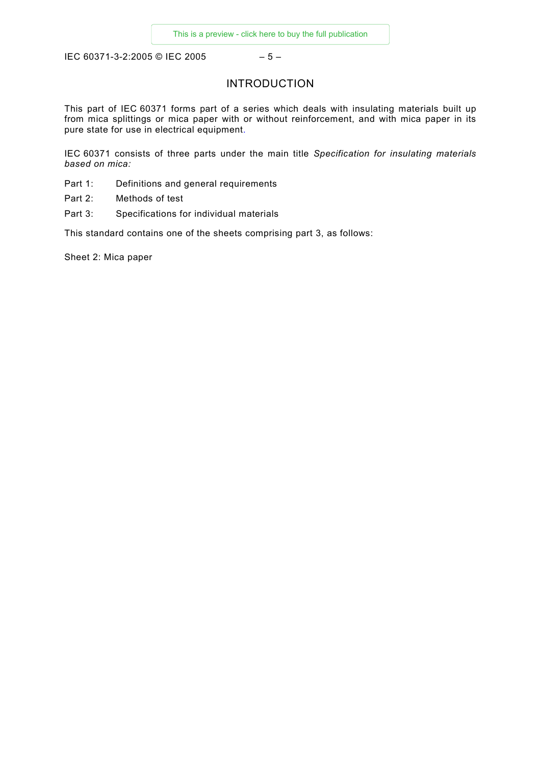# INTRODUCTION

This part of IEC 60371 forms part of a series which deals with insulating materials built up from mica splittings or mica paper with or without reinforcement, and with mica paper in its pure state for use in electrical equipment.

IEC 60371 consists of three parts under the main title *Specification for insulating materials based on mica:*

Part 1: Definitions and general requirements

Part 2: Methods of test

Part 3: Specifications for individual materials

This standard contains one of the sheets comprising part 3, as follows:

Sheet 2: Mica paper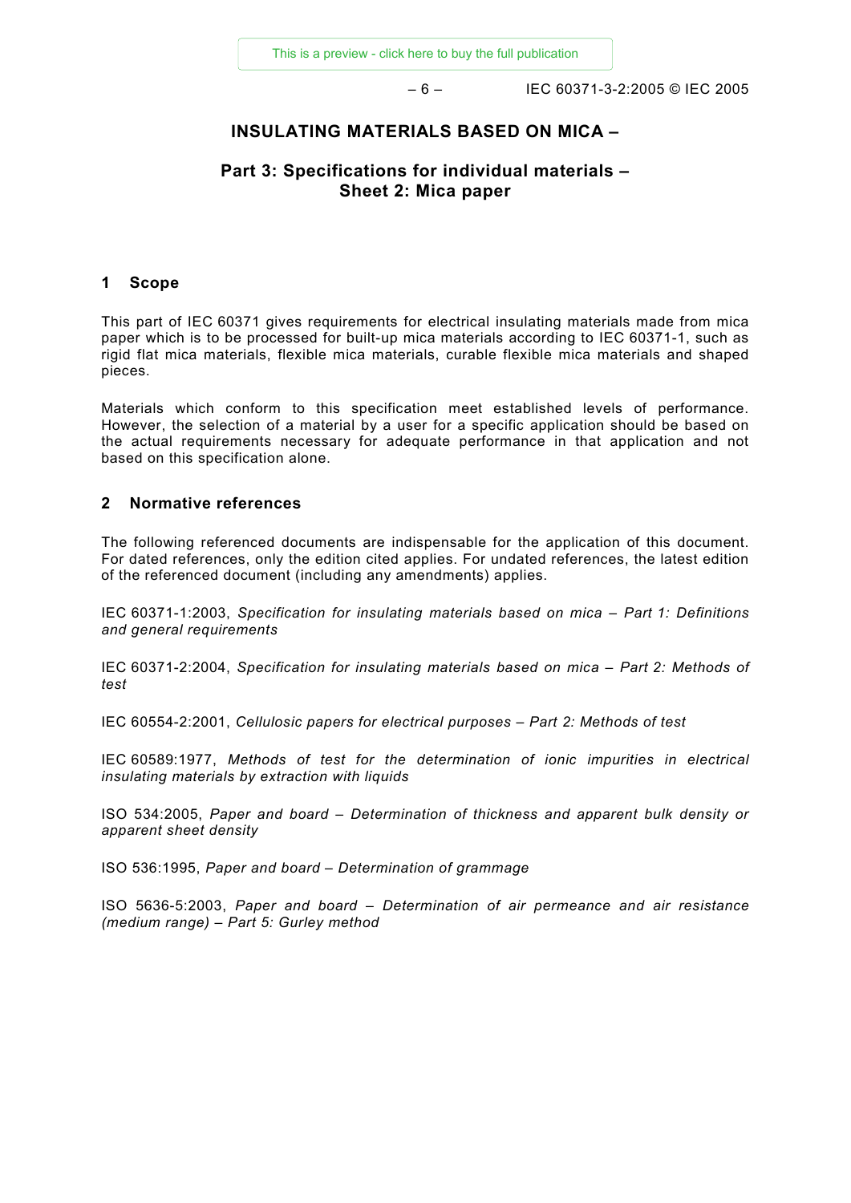# INSULATING MATERIALS BASED ON MICA –

## Part 3: Specifications for individual materials – Sheet 2: Mica paper

## 1 Scope

This part of IEC 60371 gives requirements for electrical insulating materials made from mica paper which is to be processed for built-up mica materials according to IEC 60371-1, such as rigid flat mica materials, flexible mica materials, curable flexible mica materials and shaped pieces.

Materials which conform to this specification meet established levels of performance. However, the selection of a material by a user for a specific application should be based on the actual requirements necessary for adequate performance in that application and not based on this specification alone.

## 2 Normative references

The following referenced documents are indispensable for the application of this document. For dated references, only the edition cited applies. For undated references, the latest edition of the referenced document (including any amendments) applies.

IEC 60371-1:2003, *Specification for insulating materials based on mica – Part 1: Definitions and general requirements*

IEC 60371-2:2004, *Specification for insulating materials based on mica – Part 2: Methods of test*

IEC 60554-2:2001, *Cellulosic papers for electrical purposes – Part 2: Methods of test*

IEC 60589:1977, *Methods of test for the determination of ionic impurities in electrical insulating materials by extraction with liquids*

ISO 534:2005, *Paper and board – Determination of thickness and apparent bulk density or apparent sheet density*

ISO 536:1995, *Paper and board – Determination of grammage*

ISO 5636-5:2003, *Paper and board – Determination of air permeance and air resistance (medium range) – Part 5: Gurley method*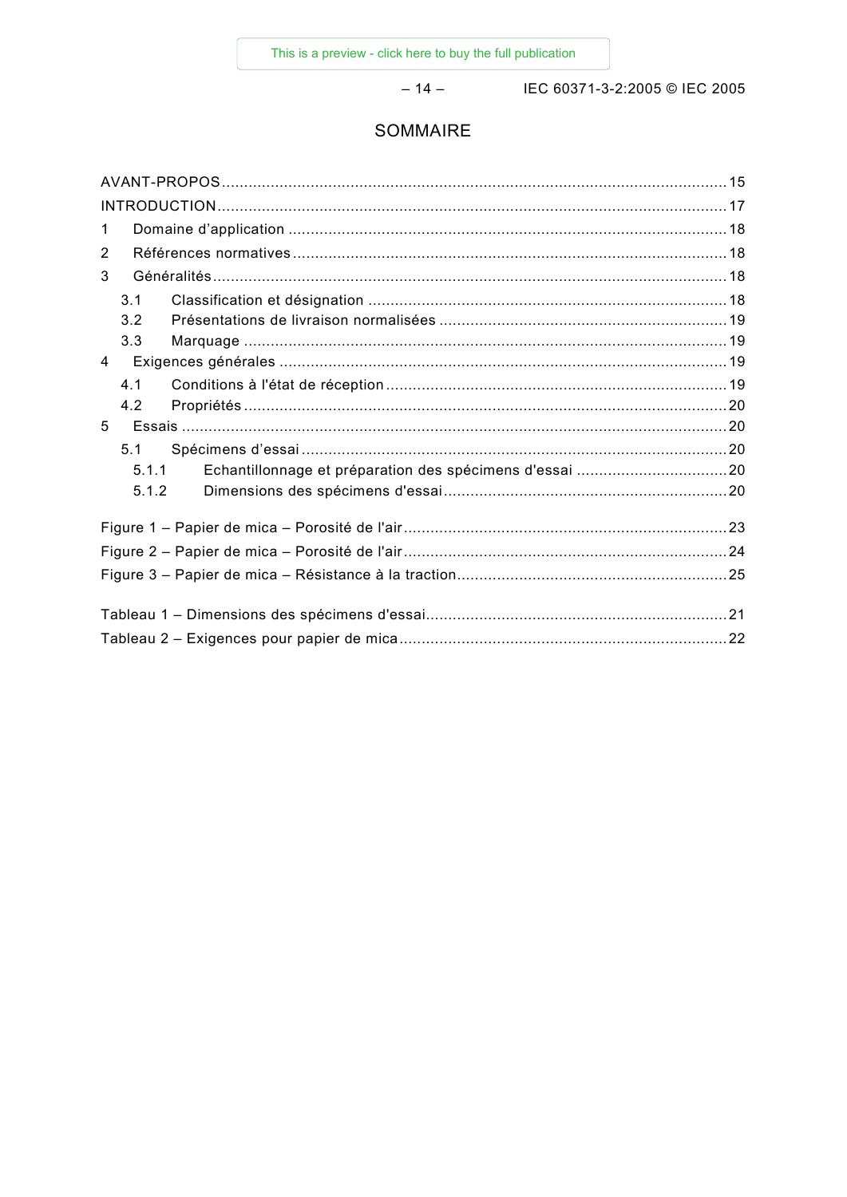# SOMMAIRE

AVANT-PROPOS ........................................................................................................ 15

INTRODUCTION ....................................................................................................... 17

1 Domaine d'application .......................................................................................... 18

2 Références normatives ......................................................................................... 18

3 Généralités ........................................................................................................... 18

3.1 Classification et désignation ................................................................................ 18

3.2 Présentations de livraison normalisées ................................................................ 19

3.3 Marquage ........................................................................................................... 19

4 Exigences générales ............................................................................................. 19

4.1 Conditions à l'état de réception ............................................................................ 19

4.2 Propriétés ........................................................................................................... 20

5 Essais ................................................................................................................... 20

5.1 Spécimens d'essai ............................................................................................... 20

5.1.1 Echantillonnage et préparation des spécimens d'essai ........................................ 20

5.1.2 Dimensions des spécimens d'essai ..................................................................... 20

Figure 1 – Papier de mica – Porosité de l'air ............................................................... 23

Figure 2 – Papier de mica – Porosité de l'air ............................................................... 24

Figure 3 – Papier de mica – Résistance à la traction ................................................... 25

Tableau 1 – Dimensions des spécimens d'essai .......................................................... 21

Tableau 2 – Exigences pour papier de mica ................................................................ 22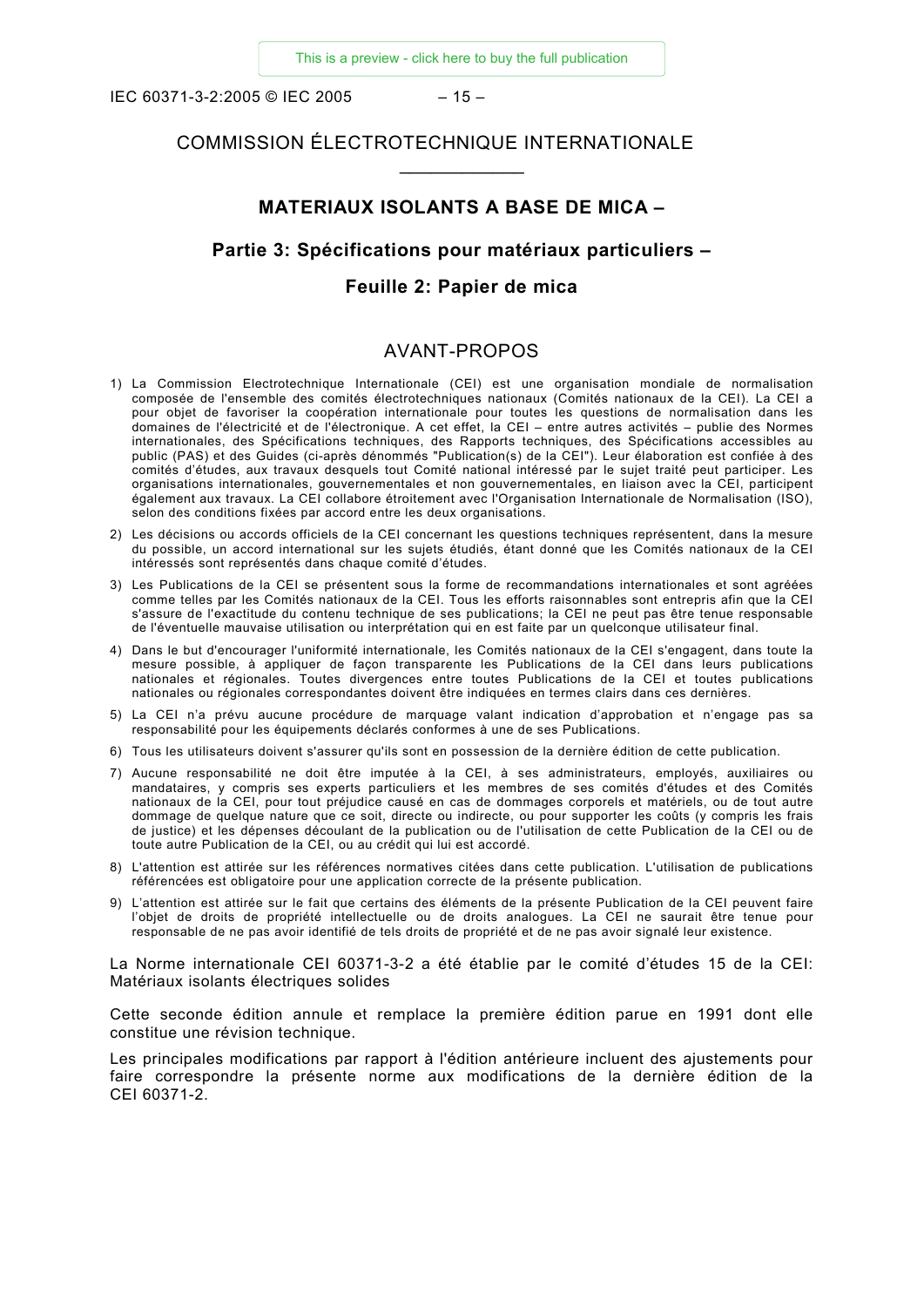COMMISSION ÉLECTROTECHNIQUE INTERNATIONALE

___________

# MATERIAUX ISOLANTS A BASE DE MICA –

## Partie 3: Spécifications pour matériaux particuliers –

## Feuille 2: Papier de mica

## AVANT-PROPOS

1) La Commission Electrotechnique Internationale (CEI) est une organisation mondiale de normalisation composée de l'ensemble des comités électrotechniques nationaux (Comités nationaux de la CEI). La CEI a pour objet de favoriser la coopération internationale pour toutes les questions de normalisation dans les domaines de l'électricité et de l'électronique. A cet effet, la CEI – entre autres activités – publie des Normes internationales, des Spécifications techniques, des Rapports techniques, des Spécifications accessibles au public (PAS) et des Guides (ci-après dénommés "Publication(s) de la CEI"). Leur élaboration est confiée à des comités d'études, aux travaux desquels tout Comité national intéressé par le sujet traité peut participer. Les organisations internationales, gouvernementales et non gouvernementales, en liaison avec la CEI, participent également aux travaux. La CEI collabore étroitement avec l'Organisation Internationale de Normalisation (ISO), selon des conditions fixées par accord entre les deux organisations.
2) Les décisions ou accords officiels de la CEI concernant les questions techniques représentent, dans la mesure du possible, un accord international sur les sujets étudiés, étant donné que les Comités nationaux de la CEI intéressés sont représentés dans chaque comité d'études.
3) Les Publications de la CEI se présentent sous la forme de recommandations internationales et sont agréées comme telles par les Comités nationaux de la CEI. Tous les efforts raisonnables sont entrepris afin que la CEI s'assure de l'exactitude du contenu technique de ses publications; la CEI ne peut pas être tenue responsable de l'éventuelle mauvaise utilisation ou interprétation qui en est faite par un quelconque utilisateur final.
4) Dans le but d'encourager l'uniformité internationale, les Comités nationaux de la CEI s'engagent, dans toute la mesure possible, à appliquer de façon transparente les Publications de la CEI dans leurs publications nationales et régionales. Toutes divergences entre toutes Publications de la CEI et toutes publications nationales ou régionales correspondantes doivent être indiquées en termes clairs dans ces dernières.
5) La CEI n'a prévu aucune procédure de marquage valant indication d'approbation et n'engage pas sa responsabilité pour les équipements déclarés conformes à une de ses Publications.
6) Tous les utilisateurs doivent s'assurer qu'ils sont en possession de la dernière édition de cette publication.
7) Aucune responsabilité ne doit être imputée à la CEI, à ses administrateurs, employés, auxiliaires ou mandataires, y compris ses experts particuliers et les membres de ses comités d'études et des Comités nationaux de la CEI, pour tout préjudice causé en cas de dommages corporels et matériels, ou de tout autre dommage de quelque nature que ce soit, directe ou indirecte, ou pour supporter les coûts (y compris les frais de justice) et les dépenses découlant de la publication ou de l'utilisation de cette Publication de la CEI ou de toute autre Publication de la CEI, ou au crédit qui lui est accordé.
8) L'attention est attirée sur les références normatives citées dans cette publication. L'utilisation de publications référencées est obligatoire pour une application correcte de la présente publication.
9) L'attention est attirée sur le fait que certains des éléments de la présente Publication de la CEI peuvent faire l'objet de droits de propriété intellectuelle ou de droits analogues. La CEI ne saurait être tenue pour responsable de ne pas avoir identifié de tels droits de propriété et de ne pas avoir signalé leur existence.

La Norme internationale CEI 60371-3-2 a été établie par le comité d'études 15 de la CEI: Matériaux isolants électriques solides

Cette seconde édition annule et remplace la première édition parue en 1991 dont elle constitue une révision technique.

Les principales modifications par rapport à l'édition antérieure incluent des ajustements pour faire correspondre la présente norme aux modifications de la dernière édition de la CEI 60371-2.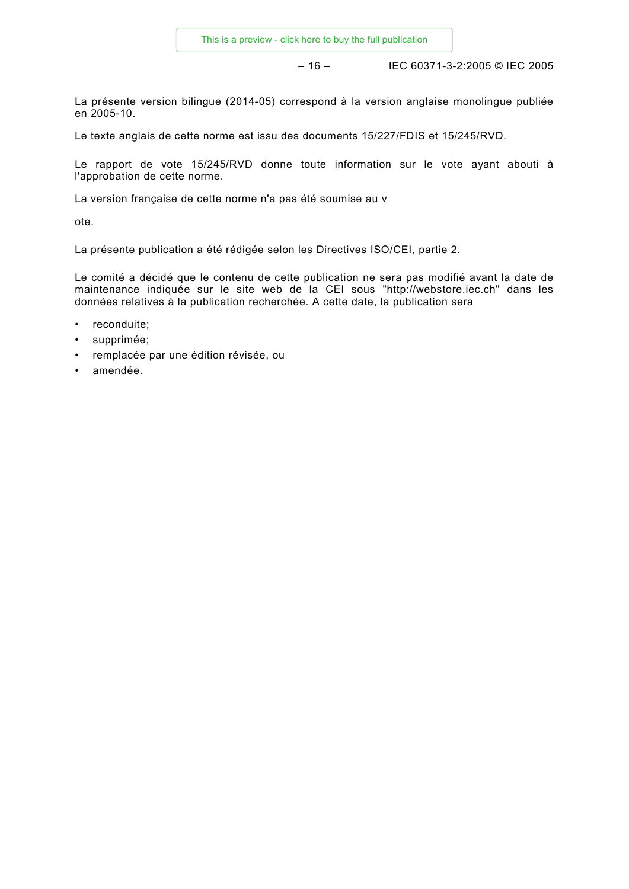La présente version bilingue (2014-05) correspond à la version anglaise monolingue publiée en 2005-10.

Le texte anglais de cette norme est issu des documents 15/227/FDIS et 15/245/RVD.

Le rapport de vote 15/245/RVD donne toute information sur le vote ayant abouti à l'approbation de cette norme.

La version française de cette norme n'a pas été soumise au v

ote.

La présente publication a été rédigée selon les Directives ISO/CEI, partie 2.

Le comité a décidé que le contenu de cette publication ne sera pas modifié avant la date de maintenance indiquée sur le site web de la CEI sous "http://webstore.iec.ch" dans les données relatives à la publication recherchée. A cette date, la publication sera

- reconduite;
- supprimée;
- remplacée par une édition révisée, ou
- amendée.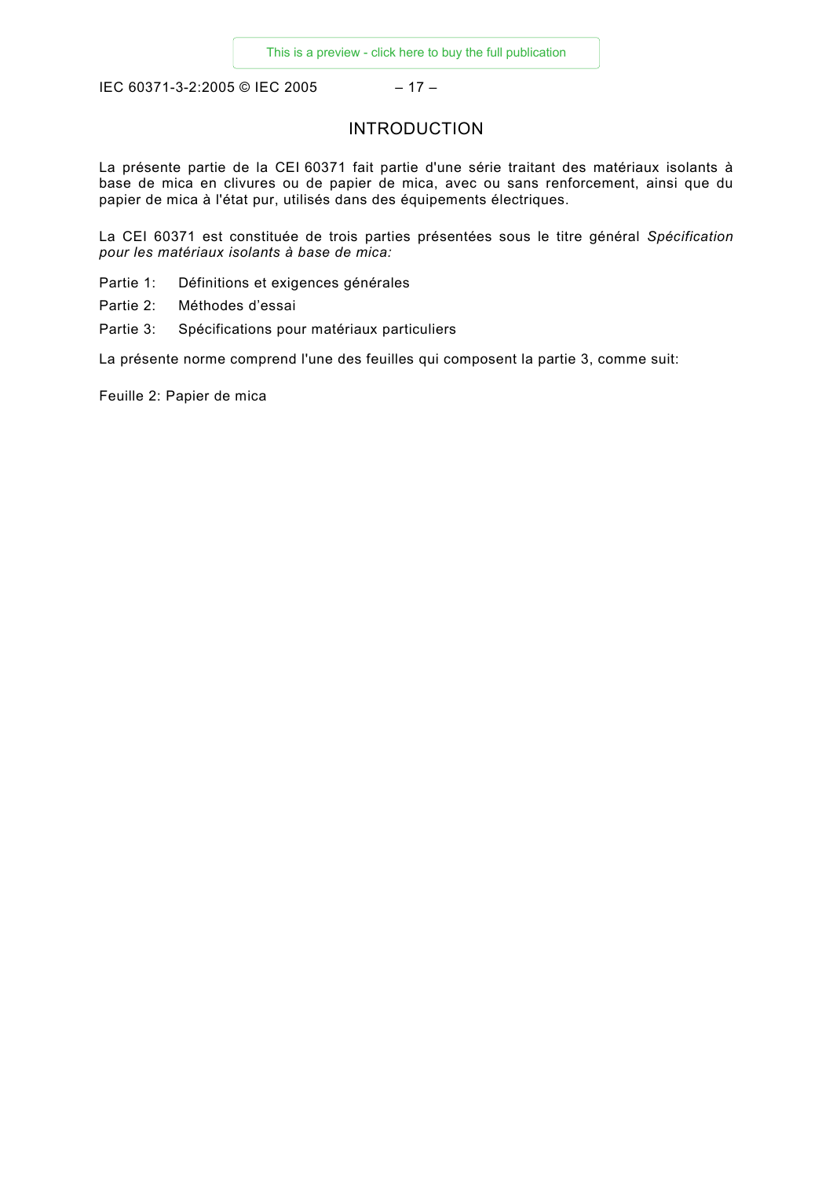# INTRODUCTION

La présente partie de la CEI 60371 fait partie d'une série traitant des matériaux isolants à base de mica en clivures ou de papier de mica, avec ou sans renforcement, ainsi que du papier de mica à l'état pur, utilisés dans des équipements électriques.

La CEI 60371 est constituée de trois parties présentées sous le titre général *Spécification pour les matériaux isolants à base de mica:*

Partie 1: Définitions et exigences générales

Partie 2: Méthodes d'essai

Partie 3: Spécifications pour matériaux particuliers

La présente norme comprend l'une des feuilles qui composent la partie 3, comme suit:

Feuille 2: Papier de mica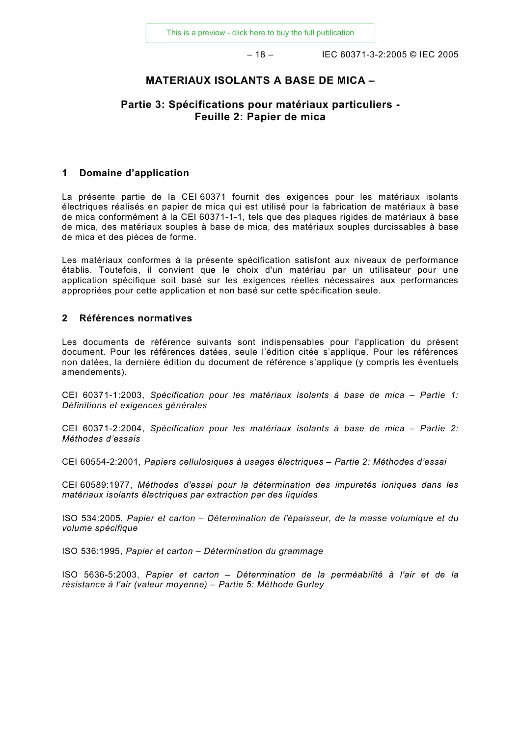# MATERIAUX ISOLANTS A BASE DE MICA –

## Partie 3: Spécifications pour matériaux particuliers - Feuille 2: Papier de mica

### 1 Domaine d'application

La présente partie de la CEI 60371 fournit des exigences pour les matériaux isolants électriques réalisés en papier de mica qui est utilisé pour la fabrication de matériaux à base de mica conformément à la CEI 60371-1-1, tels que des plaques rigides de matériaux à base de mica, des matériaux souples à base de mica, des matériaux souples durcissables à base de mica et des pièces de forme.

Les matériaux conformes à la présente spécification satisfont aux niveaux de performance établis. Toutefois, il convient que le choix d'un matériau par un utilisateur pour une application spécifique soit basé sur les exigences réelles nécessaires aux performances appropriées pour cette application et non basé sur cette spécification seule.

### 2 Références normatives

Les documents de référence suivants sont indispensables pour l'application du présent document. Pour les références datées, seule l'édition citée s'applique. Pour les références non datées, la dernière édition du document de référence s'applique (y compris les éventuels amendements).

CEI 60371-1:2003, *Spécification pour les matériaux isolants à base de mica – Partie 1: Définitions et exigences générales*

CEI 60371-2:2004, *Spécification pour les matériaux isolants à base de mica – Partie 2: Méthodes d'essais*

CEI 60554-2:2001, *Papiers cellulosiques à usages électriques – Partie 2: Méthodes d'essai*

CEI 60589:1977, *Méthodes d'essai pour la détermination des impuretés ioniques dans les matériaux isolants électriques par extraction par des liquides*

ISO 534:2005, *Papier et carton – Détermination de l'épaisseur, de la masse volumique et du volume spécifique*

ISO 536:1995, *Papier et carton – Détermination du grammage*

ISO 5636-5:2003, *Papier et carton – Détermination de la perméabilité à l'air et de la résistance à l'air (valeur moyenne) – Partie 5: Méthode Gurley*